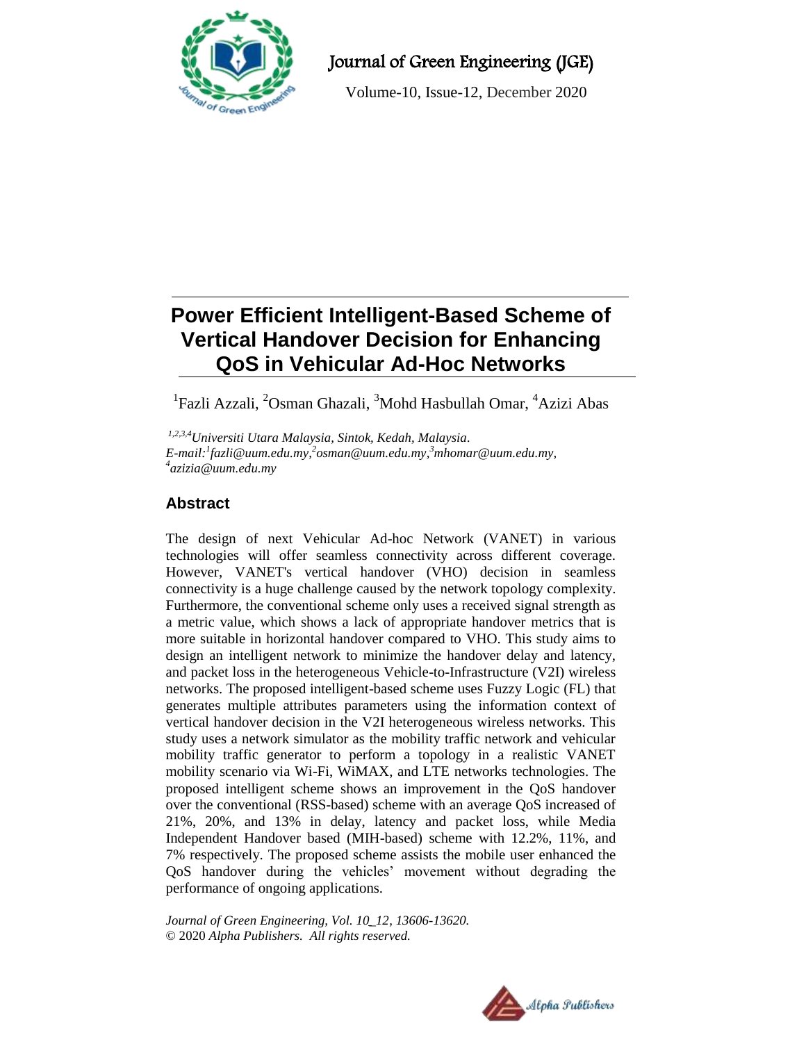# Power Efficient Intelligent-Based Scheme of Vertical Handover Decision for Enhancing QoS in Vehicular Ad-Hoc Networks

[1]Fazli Azzali, [2]Osman Ghazali, [3]Mohd Hasbullah Omar, [4]Azizi Abas

*[1,2,3,4]Universiti Utara Malaysia, Sintok, Kedah, Malaysia.*
*E-mail:[1]fazli@uum.edu.my,[2]osman@uum.edu.my,[3]mhomar@uum.edu.my,*
*[4]azizia@uum.edu.my*

## Abstract

The design of next Vehicular Ad-hoc Network (VANET) in various technologies will offer seamless connectivity across different coverage. However, VANET's vertical handover (VHO) decision in seamless connectivity is a huge challenge caused by the network topology complexity. Furthermore, the conventional scheme only uses a received signal strength as a metric value, which shows a lack of appropriate handover metrics that is more suitable in horizontal handover compared to VHO. This study aims to design an intelligent network to minimize the handover delay and latency, and packet loss in the heterogeneous Vehicle-to-Infrastructure (V2I) wireless networks. The proposed intelligent-based scheme uses Fuzzy Logic (FL) that generates multiple attributes parameters using the information context of vertical handover decision in the V2I heterogeneous wireless networks. This study uses a network simulator as the mobility traffic network and vehicular mobility traffic generator to perform a topology in a realistic VANET mobility scenario via Wi-Fi, WiMAX, and LTE networks technologies. The proposed intelligent scheme shows an improvement in the QoS handover over the conventional (RSS-based) scheme with an average QoS increased of 21%, 20%, and 13% in delay, latency and packet loss, while Media Independent Handover based (MIH-based) scheme with 12.2%, 11%, and 7% respectively. The proposed scheme assists the mobile user enhanced the QoS handover during the vehicles' movement without degrading the performance of ongoing applications.

*Journal of Green Engineering, Vol. 10_12, 13606-13620.*
© 2020 *Alpha Publishers. All rights reserved.*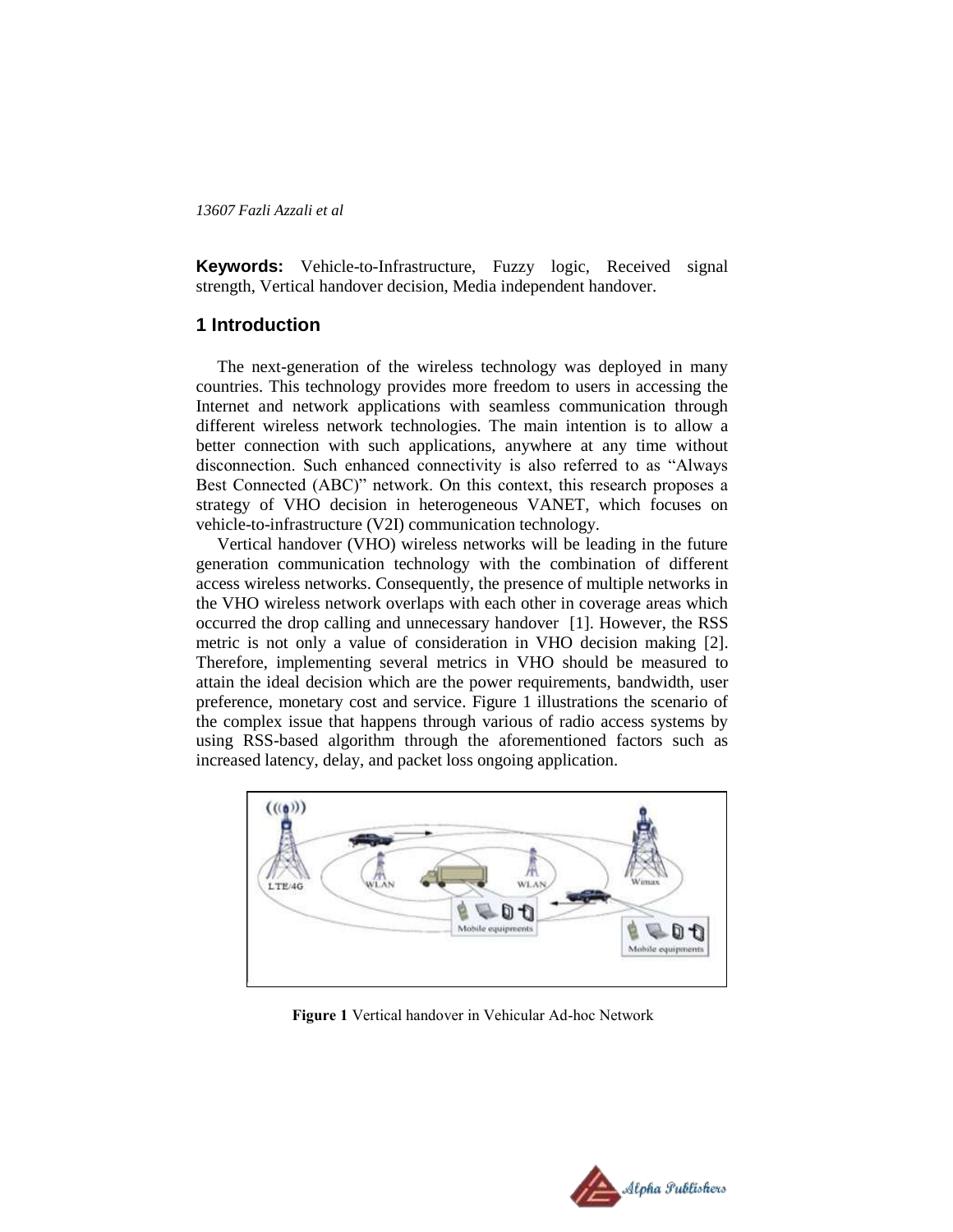**Keywords:** Vehicle-to-Infrastructure, Fuzzy logic, Received signal strength, Vertical handover decision, Media independent handover.

## 1 Introduction

The next-generation of the wireless technology was deployed in many countries. This technology provides more freedom to users in accessing the Internet and network applications with seamless communication through different wireless network technologies. The main intention is to allow a better connection with such applications, anywhere at any time without disconnection. Such enhanced connectivity is also referred to as "Always Best Connected (ABC)" network. On this context, this research proposes a strategy of VHO decision in heterogeneous VANET, which focuses on vehicle-to-infrastructure (V2I) communication technology.

Vertical handover (VHO) wireless networks will be leading in the future generation communication technology with the combination of different access wireless networks. Consequently, the presence of multiple networks in the VHO wireless network overlaps with each other in coverage areas which occurred the drop calling and unnecessary handover [1]. However, the RSS metric is not only a value of consideration in VHO decision making [2]. Therefore, implementing several metrics in VHO should be measured to attain the ideal decision which are the power requirements, bandwidth, user preference, monetary cost and service. Figure 1 illustrations the scenario of the complex issue that happens through various of radio access systems by using RSS-based algorithm through the aforementioned factors such as increased latency, delay, and packet loss ongoing application.

**Figure 1** Vertical handover in Vehicular Ad-hoc Network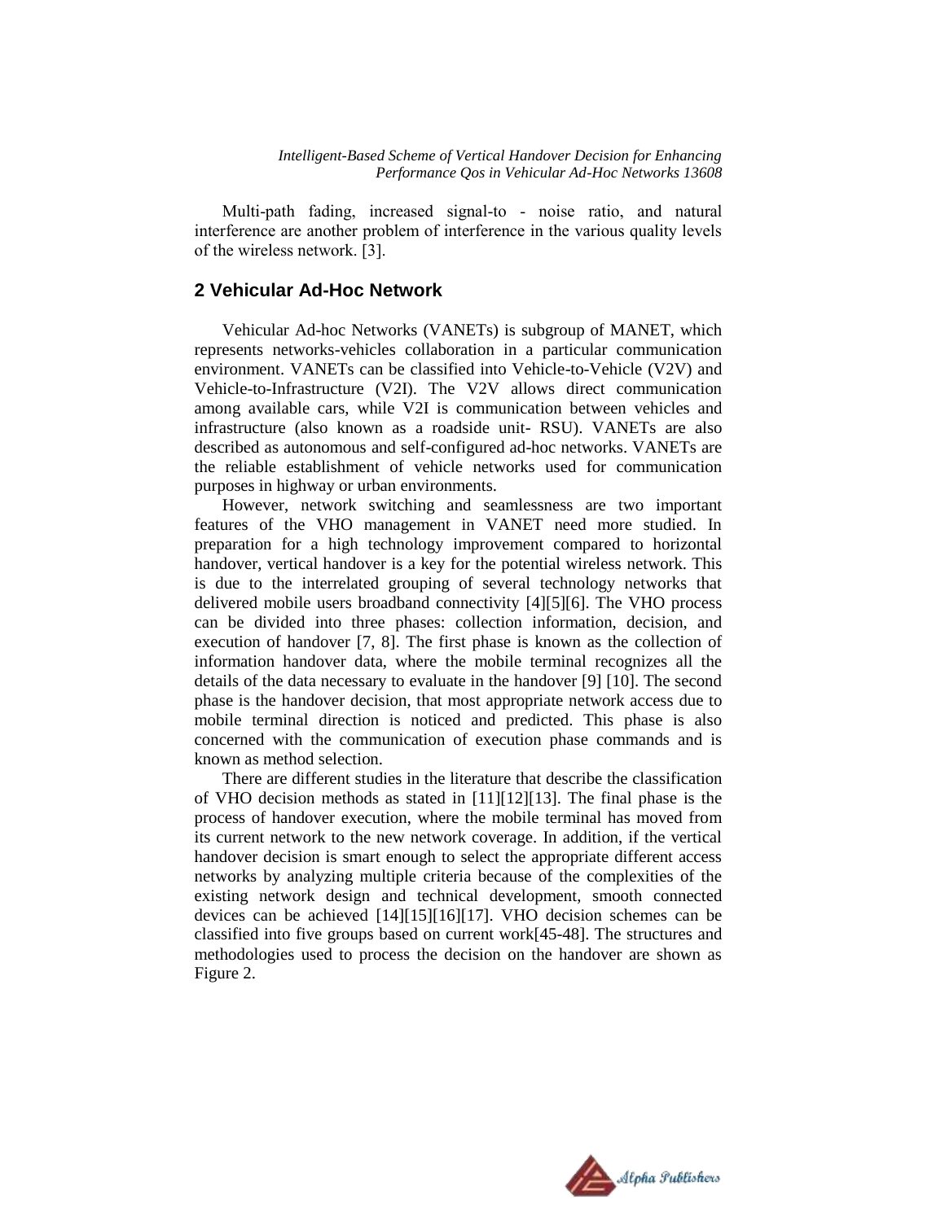Multi-path fading, increased signal-to - noise ratio, and natural interference are another problem of interference in the various quality levels of the wireless network. [3].

## 2 Vehicular Ad-Hoc Network

Vehicular Ad-hoc Networks (VANETs) is subgroup of MANET, which represents networks-vehicles collaboration in a particular communication environment. VANETs can be classified into Vehicle-to-Vehicle (V2V) and Vehicle-to-Infrastructure (V2I). The V2V allows direct communication among available cars, while V2I is communication between vehicles and infrastructure (also known as a roadside unit- RSU). VANETs are also described as autonomous and self-configured ad-hoc networks. VANETs are the reliable establishment of vehicle networks used for communication purposes in highway or urban environments.

However, network switching and seamlessness are two important features of the VHO management in VANET need more studied. In preparation for a high technology improvement compared to horizontal handover, vertical handover is a key for the potential wireless network. This is due to the interrelated grouping of several technology networks that delivered mobile users broadband connectivity [4][5][6]. The VHO process can be divided into three phases: collection information, decision, and execution of handover [7, 8]. The first phase is known as the collection of information handover data, where the mobile terminal recognizes all the details of the data necessary to evaluate in the handover [9] [10]. The second phase is the handover decision, that most appropriate network access due to mobile terminal direction is noticed and predicted. This phase is also concerned with the communication of execution phase commands and is known as method selection.

There are different studies in the literature that describe the classification of VHO decision methods as stated in [11][12][13]. The final phase is the process of handover execution, where the mobile terminal has moved from its current network to the new network coverage. In addition, if the vertical handover decision is smart enough to select the appropriate different access networks by analyzing multiple criteria because of the complexities of the existing network design and technical development, smooth connected devices can be achieved [14][15][16][17]. VHO decision schemes can be classified into five groups based on current work[45-48]. The structures and methodologies used to process the decision on the handover are shown as Figure 2.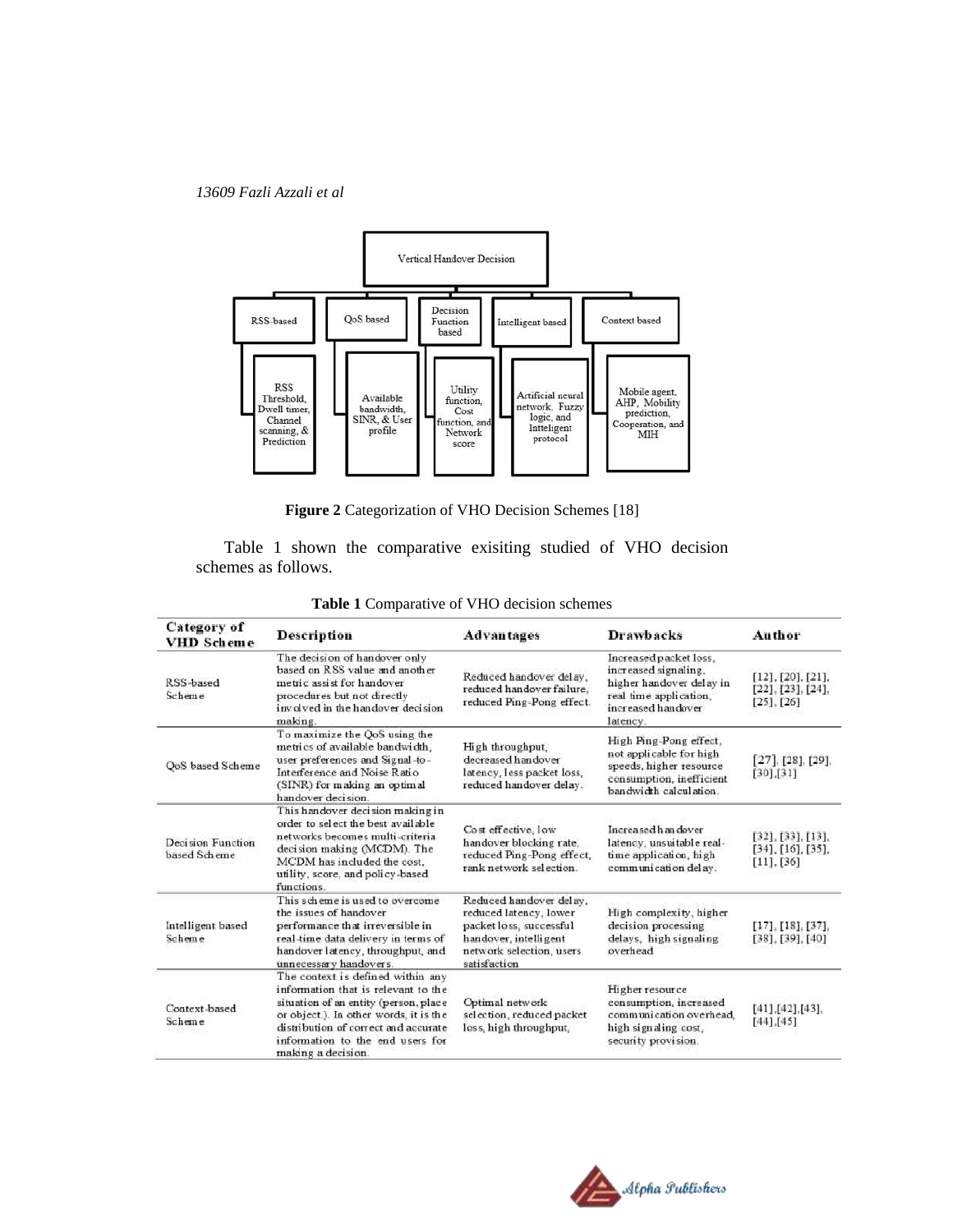Vertical Handover Decision

| RSS-based | QoS based | Decision Function based | Intelligent based | Context based |
|---|---|---|---|---|
| RSS Threshold, Dwell timer, Channel scanning, & Prediction | Available bandwidth, SINR, & User profile | Utility function, Cost function, and Network score | Artificial neural network, Fuzzy logic, and Intteligent protocol | Mobile agent, AHP, Mobility prediction, Cooperation, and MIH |

**Figure 2** Categorization of VHO Decision Schemes [18]

Table 1 shown the comparative exisiting studied of VHO decision schemes as follows.

**Table 1** Comparative of VHO decision schemes

| Category of VHD Scheme | Description | Advantages | Drawbacks | Author |
|---|---|---|---|---|
| RSS-based Scheme | The decision of handover only based on RSS value and another metric assist for handover procedures but not directly involved in the handover decision making. | Reduced handover delay, reduced handover failure, reduced Ping-Pong effect. | Increased packet loss, increased signaling. higher handover delay in real time application, increased handover latency. | [12], [20], [21], [22], [23], [24], [25], [26] |
| QoS based Scheme | To maximize the QoS using the metrics of available bandwidth, user preferences and Signal-to-Interference and Noise Ratio (SINR) for making an optimal handover decision. | High throughput, decreased handover latency, less packet loss, reduced handover delay. | High Ping-Pong effect, not applicable for high speeds, higher resource consumption, inefficient bandwidth calculation. | [27], [28], [29], [30],[31] |
| Decision Function based Scheme | This handover decision making in order to select the best available networks becomes multi-criteria decision making (MCDM). The MCDM has included the cost, utility, score, and policy-based functions. | Cost effective, low handover blocking rate, reduced Ping-Pong effect, rank network selection. | Increased handover latency, unsuitable real-time application, high communication delay. | [32], [33], [13], [34], [16], [35], [11], [36] |
| Intelligent based Scheme | This scheme is used to overcome the issues of handover performance that irreversible in real-time data delivery in terms of handover latency, throughput, and unnecessary handovers. | Reduced handover delay, reduced latency, lower packet loss, successful handover, intelligent network selection, users satisfaction | High complexity, higher decision processing delays, high signaling overhead | [17], [18], [37], [38], [39], [40] |
| Context-based Scheme | The context is defined within any information that is relevant to the situation of an entity (person, place or object.). In other words, it is the distribution of correct and accurate information to the end users for making a decision. | Optimal network selection, reduced packet loss, high throughput, | Higher resource consumption, increased communication overhead, high signaling cost, security provision. | [41],[42],[43], [44],[45] |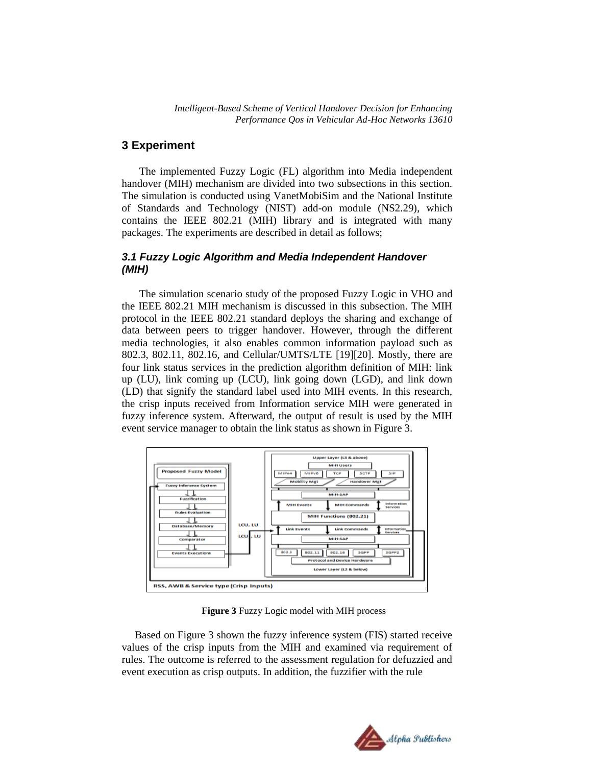## 3 Experiment

The implemented Fuzzy Logic (FL) algorithm into Media independent handover (MIH) mechanism are divided into two subsections in this section. The simulation is conducted using VanetMobiSim and the National Institute of Standards and Technology (NIST) add-on module (NS2.29), which contains the IEEE 802.21 (MIH) library and is integrated with many packages. The experiments are described in detail as follows;

### 3.1 Fuzzy Logic Algorithm and Media Independent Handover (MIH)

The simulation scenario study of the proposed Fuzzy Logic in VHO and the IEEE 802.21 MIH mechanism is discussed in this subsection. The MIH protocol in the IEEE 802.21 standard deploys the sharing and exchange of data between peers to trigger handover. However, through the different media technologies, it also enables common information payload such as 802.3, 802.11, 802.16, and Cellular/UMTS/LTE [19][20]. Mostly, there are four link status services in the prediction algorithm definition of MIH: link up (LU), link coming up (LCU), link going down (LGD), and link down (LD) that signify the standard label used into MIH events. In this research, the crisp inputs received from Information service MIH were generated in fuzzy inference system. Afterward, the output of result is used by the MIH event service manager to obtain the link status as shown in Figure 3.

**Figure 3** Fuzzy Logic model with MIH process

Based on Figure 3 shown the fuzzy inference system (FIS) started receive values of the crisp inputs from the MIH and examined via requirement of rules. The outcome is referred to the assessment regulation for defuzzied and event execution as crisp outputs. In addition, the fuzzifier with the rule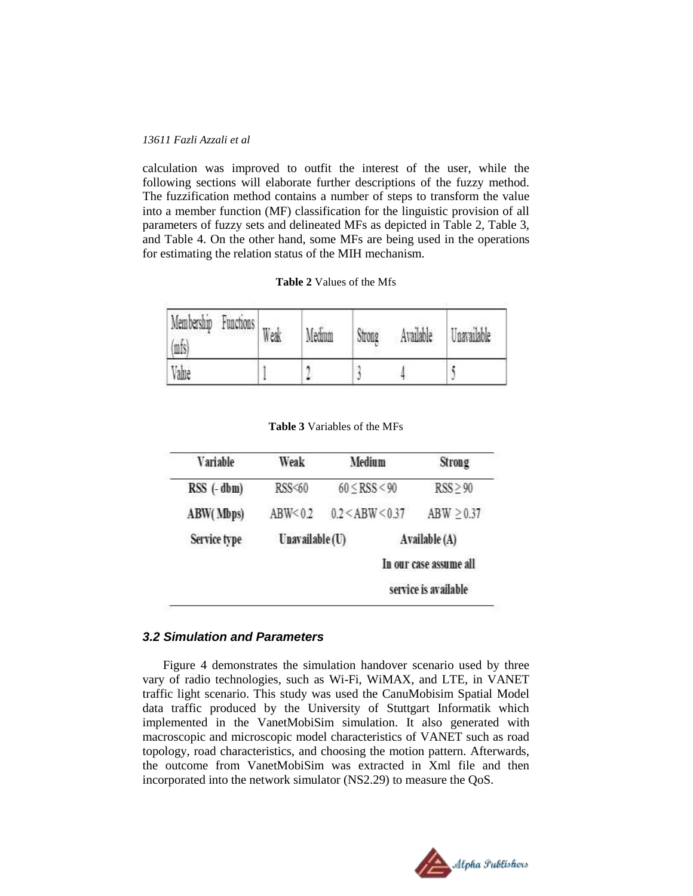calculation was improved to outfit the interest of the user, while the following sections will elaborate further descriptions of the fuzzy method. The fuzzification method contains a number of steps to transform the value into a member function (MF) classification for the linguistic provision of all parameters of fuzzy sets and delineated MFs as depicted in Table 2, Table 3, and Table 4. On the other hand, some MFs are being used in the operations for estimating the relation status of the MIH mechanism.

**Table 2** Values of the Mfs

| Membership Functions (mfs) | Weak | Medium | Strong | Available | Unavailable |
|---|---|---|---|---|---|
| Value | 1 | 2 | 3 | 4 | 5 |

**Table 3** Variables of the MFs

| Variable | Weak | Medium | Strong |
|---|---|---|---|
| RSS (- dbm) | RSS<60 | $60 \leq RSS < 90$ | $RSS \geq 90$ |
| ABW(Mbps) | ABW<0.2 | $0.2 < ABW < 0.37$ | $ABW \geq 0.37$ |
| Service type | Unavailable (U) | Available (A) | |
| | | In our case assume all service is available | |

### *3.2 Simulation and Parameters*

Figure 4 demonstrates the simulation handover scenario used by three vary of radio technologies, such as Wi-Fi, WiMAX, and LTE, in VANET traffic light scenario. This study was used the CanuMobisim Spatial Model data traffic produced by the University of Stuttgart Informatik which implemented in the VanetMobiSim simulation. It also generated with macroscopic and microscopic model characteristics of VANET such as road topology, road characteristics, and choosing the motion pattern. Afterwards, the outcome from VanetMobiSim was extracted in Xml file and then incorporated into the network simulator (NS2.29) to measure the QoS.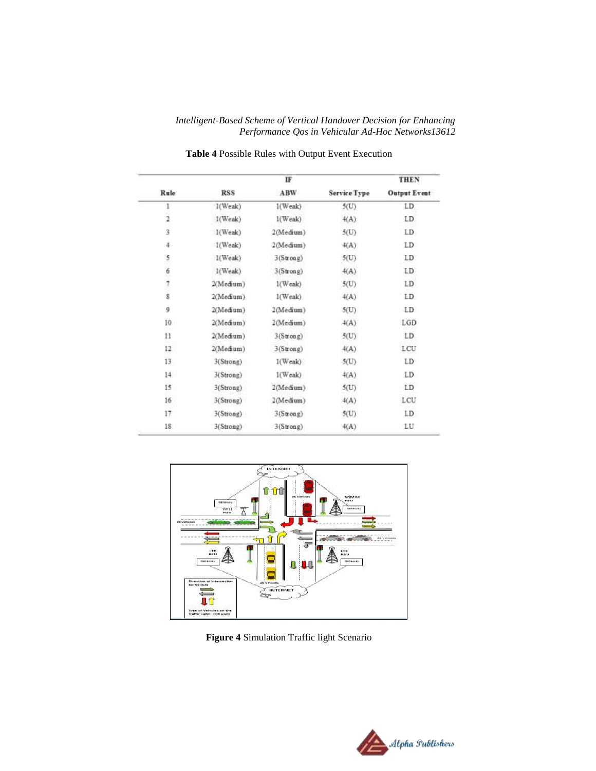**Table 4** Possible Rules with Output Event Execution

| | IF | | | THEN |
|---|---|---|---|---|
| Rule | RSS | ABW | Service Type | Output Event |
| 1 | 1(Weak) | 1(Weak) | 5(U) | LD |
| 2 | 1(Weak) | 1(Weak) | 4(A) | LD |
| 3 | 1(Weak) | 2(Medium) | 5(U) | LD |
| 4 | 1(Weak) | 2(Medium) | 4(A) | LD |
| 5 | 1(Weak) | 3(Strong) | 5(U) | LD |
| 6 | 1(Weak) | 3(Strong) | 4(A) | LD |
| 7 | 2(Medium) | 1(Weak) | 5(U) | LD |
| 8 | 2(Medium) | 1(Weak) | 4(A) | LD |
| 9 | 2(Medium) | 2(Medium) | 5(U) | LD |
| 10 | 2(Medium) | 2(Medium) | 4(A) | LGD |
| 11 | 2(Medium) | 3(Strong) | 5(U) | LD |
| 12 | 2(Medium) | 3(Strong) | 4(A) | LCU |
| 13 | 3(Strong) | 1(Weak) | 5(U) | LD |
| 14 | 3(Strong) | 1(Weak) | 4(A) | LD |
| 15 | 3(Strong) | 2(Medium) | 5(U) | LD |
| 16 | 3(Strong) | 2(Medium) | 4(A) | LCU |
| 17 | 3(Strong) | 3(Strong) | 5(U) | LD |
| 18 | 3(Strong) | 3(Strong) | 4(A) | LU |

**Figure 4** Simulation Traffic light Scenario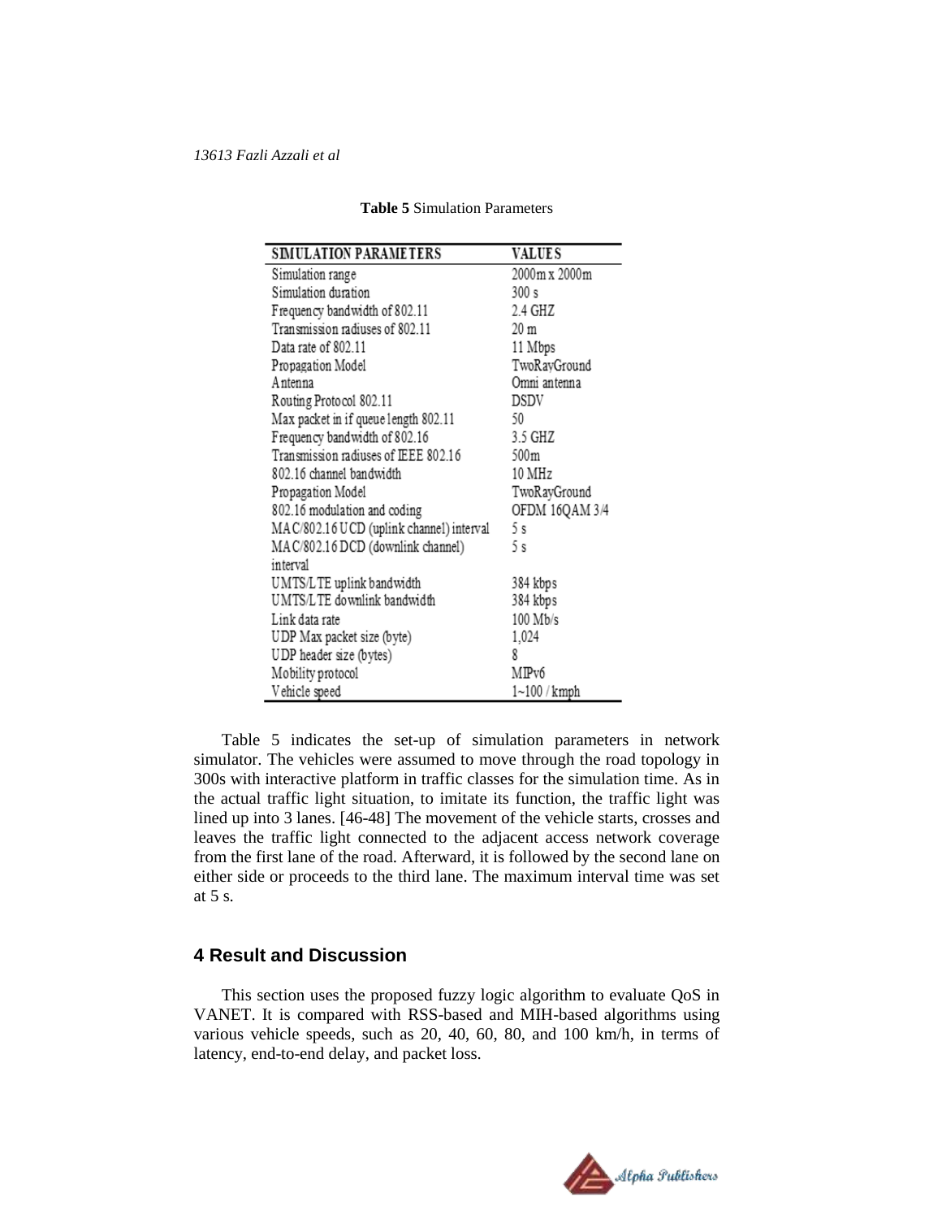**Table 5** Simulation Parameters

| SIMULATION PARAMETERS | VALUES |
|---|---|
| Simulation range | 2000m x 2000m |
| Simulation duration | 300 s |
| Frequency bandwidth of 802.11 | 2.4 GHZ |
| Transmission radiuses of 802.11 | 20 m |
| Data rate of 802.11 | 11 Mbps |
| Propagation Model | TwoRayGround |
| Antenna | Omni antenna |
| Routing Protocol 802.11 | DSDV |
| Max packet in if queue length 802.11 | 50 |
| Frequency bandwidth of 802.16 | 3.5 GHZ |
| Transmission radiuses of IEEE 802.16 | 500m |
| 802.16 channel bandwidth | 10 MHz |
| Propagation Model | TwoRayGround |
| 802.16 modulation and coding | OFDM 16QAM 3/4 |
| MAC/802.16 UCD (uplink channel) interval | 5 s |
| MAC/802.16 DCD (downlink channel) interval | 5 s |
| UMTS/LTE uplink bandwidth | 384 kbps |
| UMTS/LTE downlink bandwidth | 384 kbps |
| Link data rate | 100 Mb/s |
| UDP Max packet size (byte) | 1,024 |
| UDP header size (bytes) | 8 |
| Mobility protocol | MIPv6 |
| Vehicle speed | 1~100 / kmph |

Table 5 indicates the set-up of simulation parameters in network simulator. The vehicles were assumed to move through the road topology in 300s with interactive platform in traffic classes for the simulation time. As in the actual traffic light situation, to imitate its function, the traffic light was lined up into 3 lanes. [46-48] The movement of the vehicle starts, crosses and leaves the traffic light connected to the adjacent access network coverage from the first lane of the road. Afterward, it is followed by the second lane on either side or proceeds to the third lane. The maximum interval time was set at 5 s.

## 4 Result and Discussion

This section uses the proposed fuzzy logic algorithm to evaluate QoS in VANET. It is compared with RSS-based and MIH-based algorithms using various vehicle speeds, such as 20, 40, 60, 80, and 100 km/h, in terms of latency, end-to-end delay, and packet loss.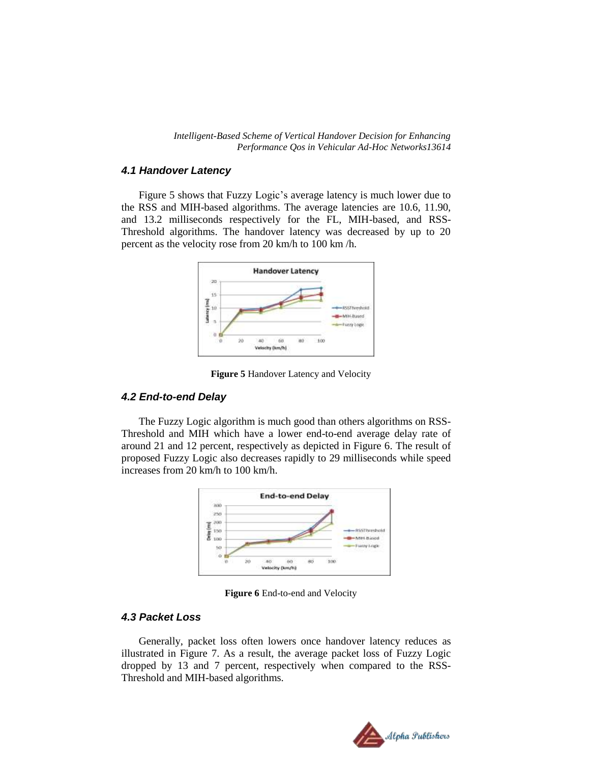### 4.1 Handover Latency

Figure 5 shows that Fuzzy Logic's average latency is much lower due to the RSS and MIH-based algorithms. The average latencies are 10.6, 11.90, and 13.2 milliseconds respectively for the FL, MIH-based, and RSS-Threshold algorithms. The handover latency was decreased by up to 20 percent as the velocity rose from 20 km/h to 100 km /h.

**Figure 5** Handover Latency and Velocity

### 4.2 End-to-end Delay

The Fuzzy Logic algorithm is much good than others algorithms on RSS-Threshold and MIH which have a lower end-to-end average delay rate of around 21 and 12 percent, respectively as depicted in Figure 6. The result of proposed Fuzzy Logic also decreases rapidly to 29 milliseconds while speed increases from 20 km/h to 100 km/h.

**Figure 6** End-to-end and Velocity

### 4.3 Packet Loss

Generally, packet loss often lowers once handover latency reduces as illustrated in Figure 7. As a result, the average packet loss of Fuzzy Logic dropped by 13 and 7 percent, respectively when compared to the RSS-Threshold and MIH-based algorithms.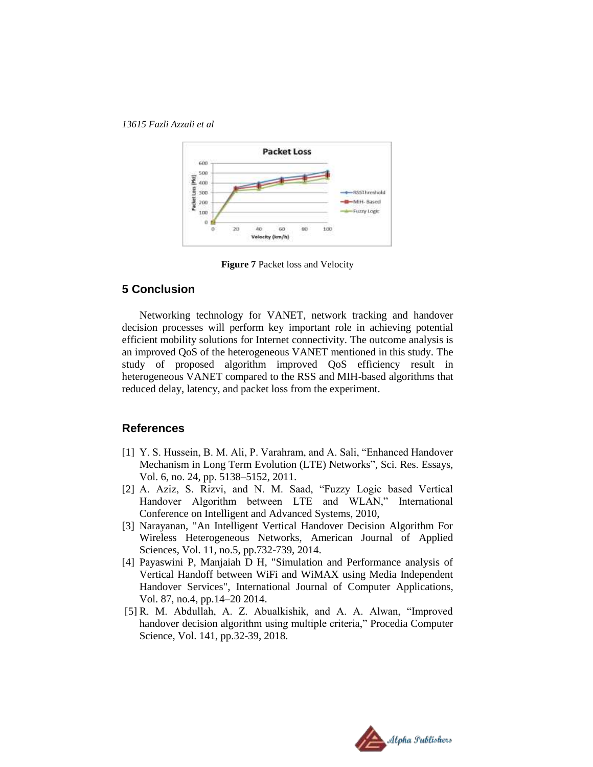**Figure 7** Packet loss and Velocity

## 5 Conclusion

Networking technology for VANET, network tracking and handover decision processes will perform key important role in achieving potential efficient mobility solutions for Internet connectivity. The outcome analysis is an improved QoS of the heterogeneous VANET mentioned in this study. The study of proposed algorithm improved QoS efficiency result in heterogeneous VANET compared to the RSS and MIH-based algorithms that reduced delay, latency, and packet loss from the experiment.

## References

[1] Y. S. Hussein, B. M. Ali, P. Varahram, and A. Sali, "Enhanced Handover Mechanism in Long Term Evolution (LTE) Networks", Sci. Res. Essays, Vol. 6, no. 24, pp. 5138–5152, 2011.

[2] A. Aziz, S. Rizvi, and N. M. Saad, "Fuzzy Logic based Vertical Handover Algorithm between LTE and WLAN," International Conference on Intelligent and Advanced Systems, 2010,

[3] Narayanan, "An Intelligent Vertical Handover Decision Algorithm For Wireless Heterogeneous Networks, American Journal of Applied Sciences, Vol. 11, no.5, pp.732-739, 2014.

[4] Payaswini P, Manjaiah D H, "Simulation and Performance analysis of Vertical Handoff between WiFi and WiMAX using Media Independent Handover Services", International Journal of Computer Applications, Vol. 87, no.4, pp.14–20 2014.

[5] R. M. Abdullah, A. Z. Abualkishik, and A. A. Alwan, "Improved handover decision algorithm using multiple criteria," Procedia Computer Science, Vol. 141, pp.32-39, 2018.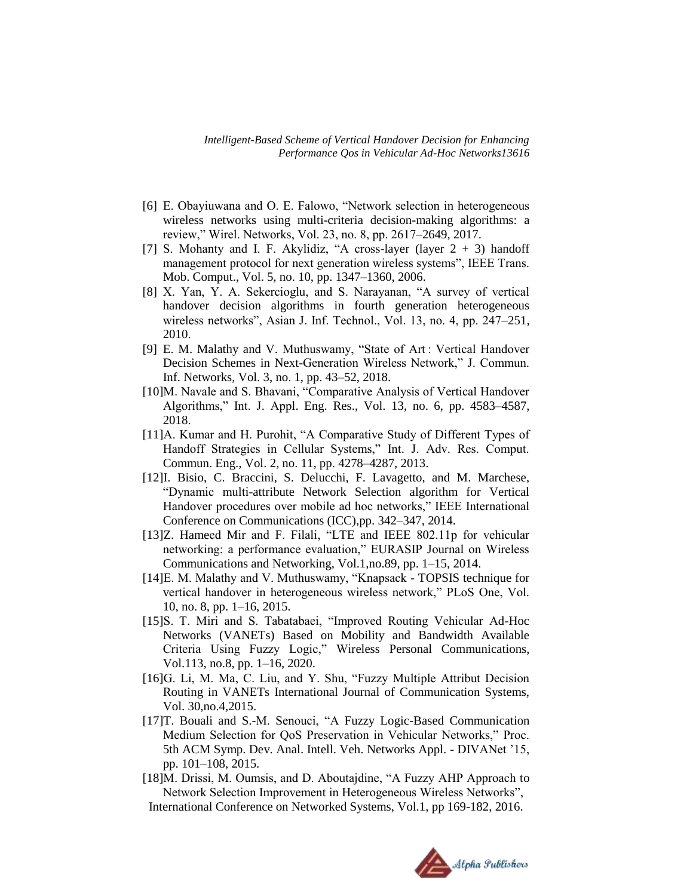[6] E. Obayiuwana and O. E. Falowo, "Network selection in heterogeneous wireless networks using multi-criteria decision-making algorithms: a review," Wirel. Networks, Vol. 23, no. 8, pp. 2617–2649, 2017.

[7] S. Mohanty and I. F. Akylidiz, "A cross-layer (layer 2 + 3) handoff management protocol for next generation wireless systems", IEEE Trans. Mob. Comput., Vol. 5, no. 10, pp. 1347–1360, 2006.

[8] X. Yan, Y. A. Sekercioglu, and S. Narayanan, "A survey of vertical handover decision algorithms in fourth generation heterogeneous wireless networks", Asian J. Inf. Technol., Vol. 13, no. 4, pp. 247–251, 2010.

[9] E. M. Malathy and V. Muthuswamy, "State of Art : Vertical Handover Decision Schemes in Next-Generation Wireless Network," J. Commun. Inf. Networks, Vol. 3, no. 1, pp. 43–52, 2018.

[10] M. Navale and S. Bhavani, "Comparative Analysis of Vertical Handover Algorithms," Int. J. Appl. Eng. Res., Vol. 13, no. 6, pp. 4583–4587, 2018.

[11] A. Kumar and H. Purohit, "A Comparative Study of Different Types of Handoff Strategies in Cellular Systems," Int. J. Adv. Res. Comput. Commun. Eng., Vol. 2, no. 11, pp. 4278–4287, 2013.

[12] I. Bisio, C. Braccini, S. Delucchi, F. Lavagetto, and M. Marchese, "Dynamic multi-attribute Network Selection algorithm for Vertical Handover procedures over mobile ad hoc networks," IEEE International Conference on Communications (ICC),pp. 342–347, 2014.

[13] Z. Hameed Mir and F. Filali, "LTE and IEEE 802.11p for vehicular networking: a performance evaluation," EURASIP Journal on Wireless Communications and Networking, Vol.1,no.89, pp. 1–15, 2014.

[14] E. M. Malathy and V. Muthuswamy, "Knapsack - TOPSIS technique for vertical handover in heterogeneous wireless network," PLoS One, Vol. 10, no. 8, pp. 1–16, 2015.

[15] S. T. Miri and S. Tabatabaei, "Improved Routing Vehicular Ad-Hoc Networks (VANETs) Based on Mobility and Bandwidth Available Criteria Using Fuzzy Logic," Wireless Personal Communications, Vol.113, no.8, pp. 1–16, 2020.

[16] G. Li, M. Ma, C. Liu, and Y. Shu, "Fuzzy Multiple Attribut Decision Routing in VANETs International Journal of Communication Systems, Vol. 30,no.4,2015.

[17] T. Bouali and S.-M. Senouci, "A Fuzzy Logic-Based Communication Medium Selection for QoS Preservation in Vehicular Networks," Proc. 5th ACM Symp. Dev. Anal. Intell. Veh. Networks Appl. - DIVANet '15, pp. 101–108, 2015.

[18] M. Drissi, M. Oumsis, and D. Aboutajdine, "A Fuzzy AHP Approach to Network Selection Improvement in Heterogeneous Wireless Networks", International Conference on Networked Systems, Vol.1, pp 169-182, 2016.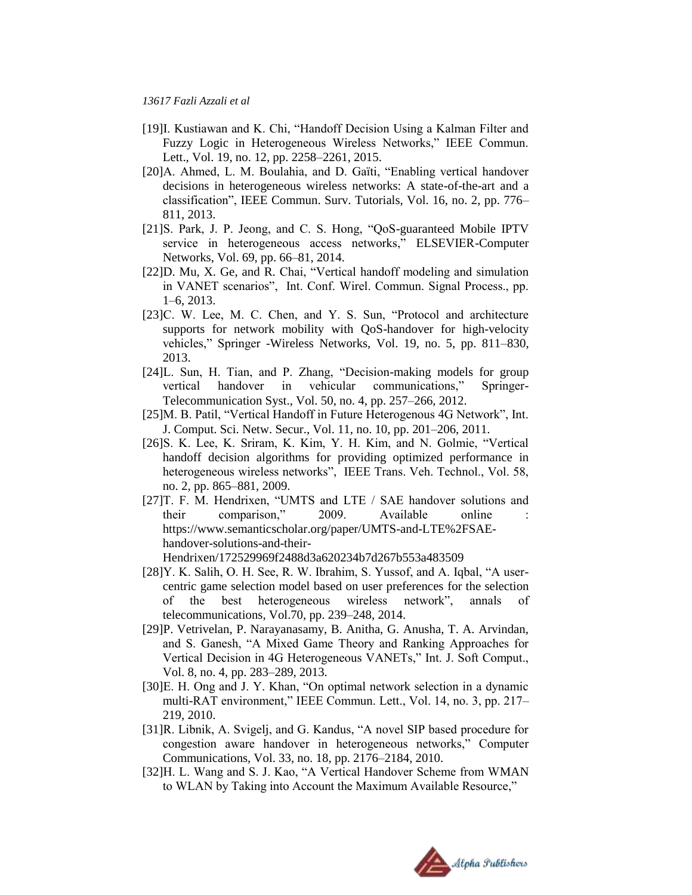[19]I. Kustiawan and K. Chi, "Handoff Decision Using a Kalman Filter and Fuzzy Logic in Heterogeneous Wireless Networks," IEEE Commun. Lett., Vol. 19, no. 12, pp. 2258–2261, 2015.

[20]A. Ahmed, L. M. Boulahia, and D. Gaïti, "Enabling vertical handover decisions in heterogeneous wireless networks: A state-of-the-art and a classification", IEEE Commun. Surv. Tutorials, Vol. 16, no. 2, pp. 776–811, 2013.

[21]S. Park, J. P. Jeong, and C. S. Hong, "QoS-guaranteed Mobile IPTV service in heterogeneous access networks," ELSEVIER-Computer Networks, Vol. 69, pp. 66–81, 2014.

[22]D. Mu, X. Ge, and R. Chai, "Vertical handoff modeling and simulation in VANET scenarios", Int. Conf. Wirel. Commun. Signal Process., pp. 1–6, 2013.

[23]C. W. Lee, M. C. Chen, and Y. S. Sun, "Protocol and architecture supports for network mobility with QoS-handover for high-velocity vehicles," Springer -Wireless Networks, Vol. 19, no. 5, pp. 811–830, 2013.

[24]L. Sun, H. Tian, and P. Zhang, "Decision-making models for group vertical handover in vehicular communications," Springer-Telecommunication Syst., Vol. 50, no. 4, pp. 257–266, 2012.

[25]M. B. Patil, "Vertical Handoff in Future Heterogenous 4G Network", Int. J. Comput. Sci. Netw. Secur., Vol. 11, no. 10, pp. 201–206, 2011.

[26]S. K. Lee, K. Sriram, K. Kim, Y. H. Kim, and N. Golmie, "Vertical handoff decision algorithms for providing optimized performance in heterogeneous wireless networks", IEEE Trans. Veh. Technol., Vol. 58, no. 2, pp. 865–881, 2009.

[27]T. F. M. Hendrixen, "UMTS and LTE / SAE handover solutions and their comparison," 2009. Available online : https://www.semanticscholar.org/paper/UMTS-and-LTE%2FSAE-handover-solutions-and-their-Hendrixen/172529969f2488d3a620234b7d267b553a483509

[28]Y. K. Salih, O. H. See, R. W. Ibrahim, S. Yussof, and A. Iqbal, "A user-centric game selection model based on user preferences for the selection of the best heterogeneous wireless network", annals of telecommunications, Vol.70, pp. 239–248, 2014.

[29]P. Vetrivelan, P. Narayanasamy, B. Anitha, G. Anusha, T. A. Arvindan, and S. Ganesh, "A Mixed Game Theory and Ranking Approaches for Vertical Decision in 4G Heterogeneous VANETs," Int. J. Soft Comput., Vol. 8, no. 4, pp. 283–289, 2013.

[30]E. H. Ong and J. Y. Khan, "On optimal network selection in a dynamic multi-RAT environment," IEEE Commun. Lett., Vol. 14, no. 3, pp. 217–219, 2010.

[31]R. Libnik, A. Svigelj, and G. Kandus, "A novel SIP based procedure for congestion aware handover in heterogeneous networks," Computer Communications, Vol. 33, no. 18, pp. 2176–2184, 2010.

[32]H. L. Wang and S. J. Kao, "A Vertical Handover Scheme from WMAN to WLAN by Taking into Account the Maximum Available Resource,"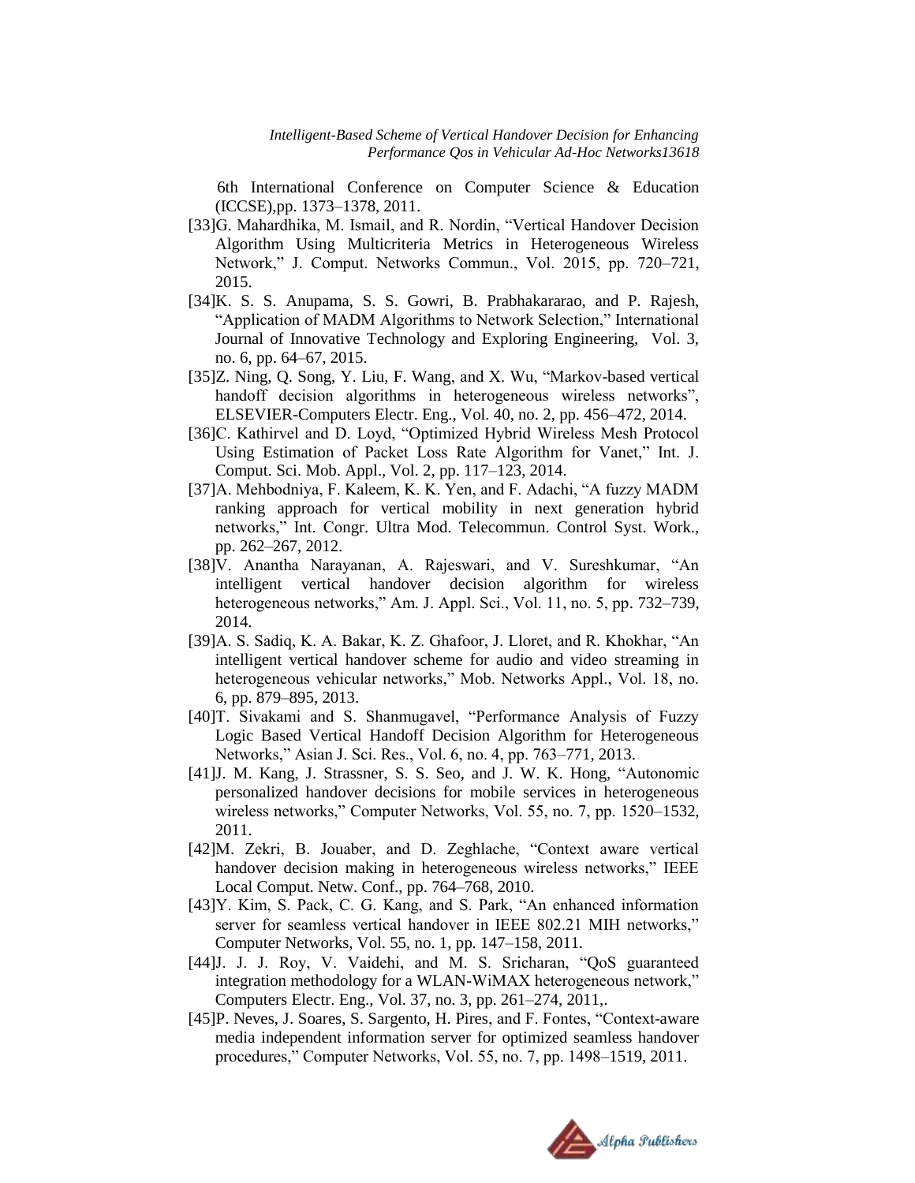6th International Conference on Computer Science & Education (ICCSE),pp. 1373–1378, 2011.

[33]G. Mahardhika, M. Ismail, and R. Nordin, “Vertical Handover Decision Algorithm Using Multicriteria Metrics in Heterogeneous Wireless Network,” J. Comput. Networks Commun., Vol. 2015, pp. 720–721, 2015.

[34]K. S. S. Anupama, S. S. Gowri, B. Prabhakararao, and P. Rajesh, “Application of MADM Algorithms to Network Selection,” International Journal of Innovative Technology and Exploring Engineering, Vol. 3, no. 6, pp. 64–67, 2015.

[35]Z. Ning, Q. Song, Y. Liu, F. Wang, and X. Wu, “Markov-based vertical handoff decision algorithms in heterogeneous wireless networks”, ELSEVIER-Computers Electr. Eng., Vol. 40, no. 2, pp. 456–472, 2014.

[36]C. Kathirvel and D. Loyd, “Optimized Hybrid Wireless Mesh Protocol Using Estimation of Packet Loss Rate Algorithm for Vanet,” Int. J. Comput. Sci. Mob. Appl., Vol. 2, pp. 117–123, 2014.

[37]A. Mehbodniya, F. Kaleem, K. K. Yen, and F. Adachi, “A fuzzy MADM ranking approach for vertical mobility in next generation hybrid networks,” Int. Congr. Ultra Mod. Telecommun. Control Syst. Work., pp. 262–267, 2012.

[38]V. Anantha Narayanan, A. Rajeswari, and V. Sureshkumar, “An intelligent vertical handover decision algorithm for wireless heterogeneous networks,” Am. J. Appl. Sci., Vol. 11, no. 5, pp. 732–739, 2014.

[39]A. S. Sadiq, K. A. Bakar, K. Z. Ghafoor, J. Lloret, and R. Khokhar, “An intelligent vertical handover scheme for audio and video streaming in heterogeneous vehicular networks,” Mob. Networks Appl., Vol. 18, no. 6, pp. 879–895, 2013.

[40]T. Sivakami and S. Shanmugavel, “Performance Analysis of Fuzzy Logic Based Vertical Handoff Decision Algorithm for Heterogeneous Networks,” Asian J. Sci. Res., Vol. 6, no. 4, pp. 763–771, 2013.

[41]J. M. Kang, J. Strassner, S. S. Seo, and J. W. K. Hong, “Autonomic personalized handover decisions for mobile services in heterogeneous wireless networks,” Computer Networks, Vol. 55, no. 7, pp. 1520–1532, 2011.

[42]M. Zekri, B. Jouaber, and D. Zeghlache, “Context aware vertical handover decision making in heterogeneous wireless networks,” IEEE Local Comput. Netw. Conf., pp. 764–768, 2010.

[43]Y. Kim, S. Pack, C. G. Kang, and S. Park, “An enhanced information server for seamless vertical handover in IEEE 802.21 MIH networks,” Computer Networks, Vol. 55, no. 1, pp. 147–158, 2011.

[44]J. J. J. Roy, V. Vaidehi, and M. S. Sricharan, “QoS guaranteed integration methodology for a WLAN-WiMAX heterogeneous network,” Computers Electr. Eng., Vol. 37, no. 3, pp. 261–274, 2011,.

[45]P. Neves, J. Soares, S. Sargento, H. Pires, and F. Fontes, “Context-aware media independent information server for optimized seamless handover procedures,” Computer Networks, Vol. 55, no. 7, pp. 1498–1519, 2011.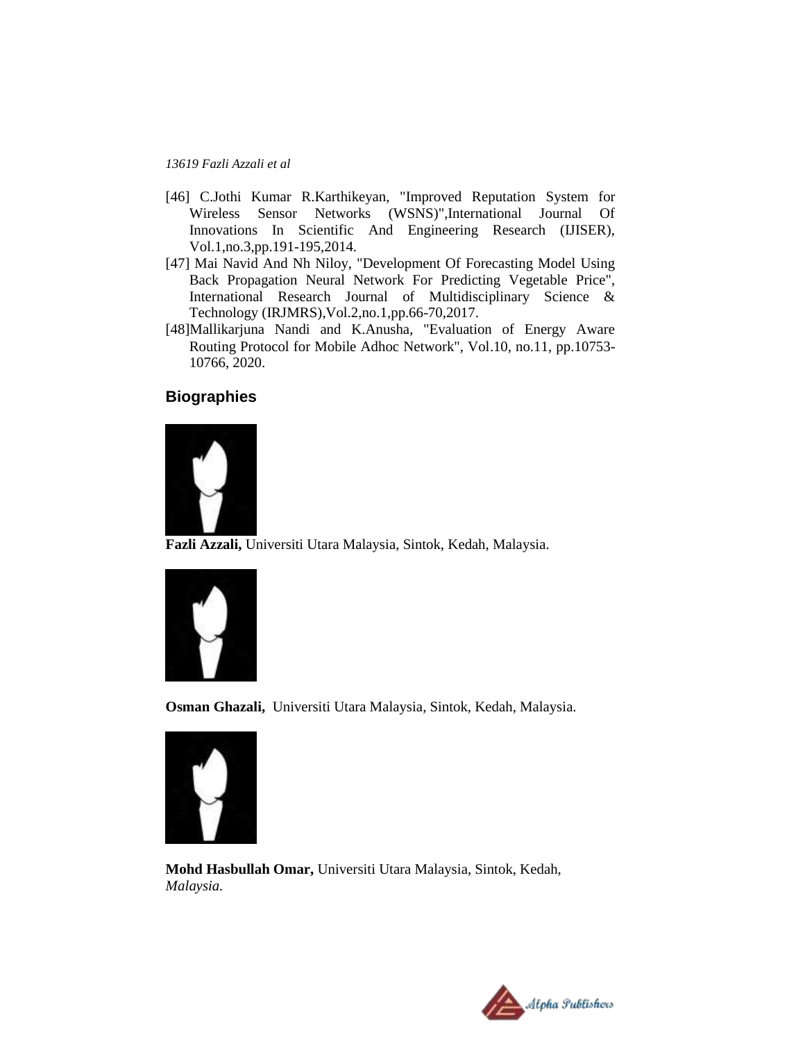[46] C.Jothi Kumar R.Karthikeyan, "Improved Reputation System for Wireless Sensor Networks (WSNS)",International Journal Of Innovations In Scientific And Engineering Research (IJISER), Vol.1,no.3,pp.191-195,2014.

[47] Mai Navid And Nh Niloy, "Development Of Forecasting Model Using Back Propagation Neural Network For Predicting Vegetable Price", International Research Journal of Multidisciplinary Science & Technology (IRJMRS),Vol.2,no.1,pp.66-70,2017.

[48]Mallikarjuna Nandi and K.Anusha, "Evaluation of Energy Aware Routing Protocol for Mobile Adhoc Network", Vol.10, no.11, pp.10753-10766, 2020.

## Biographies

**Fazli Azzali,** Universiti Utara Malaysia, Sintok, Kedah, Malaysia.

**Osman Ghazali,** Universiti Utara Malaysia, Sintok, Kedah, Malaysia.

**Mohd Hasbullah Omar,** Universiti Utara Malaysia, Sintok, Kedah, *Malaysia.*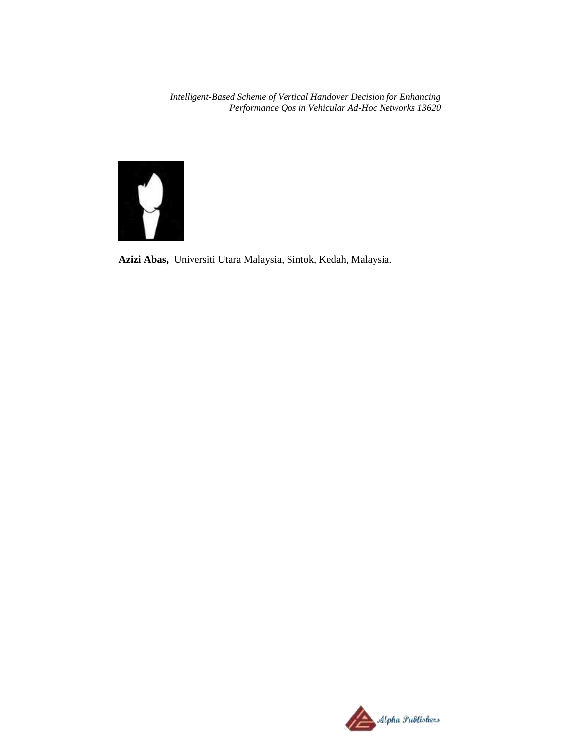**Azizi Abas,** Universiti Utara Malaysia, Sintok, Kedah, Malaysia.